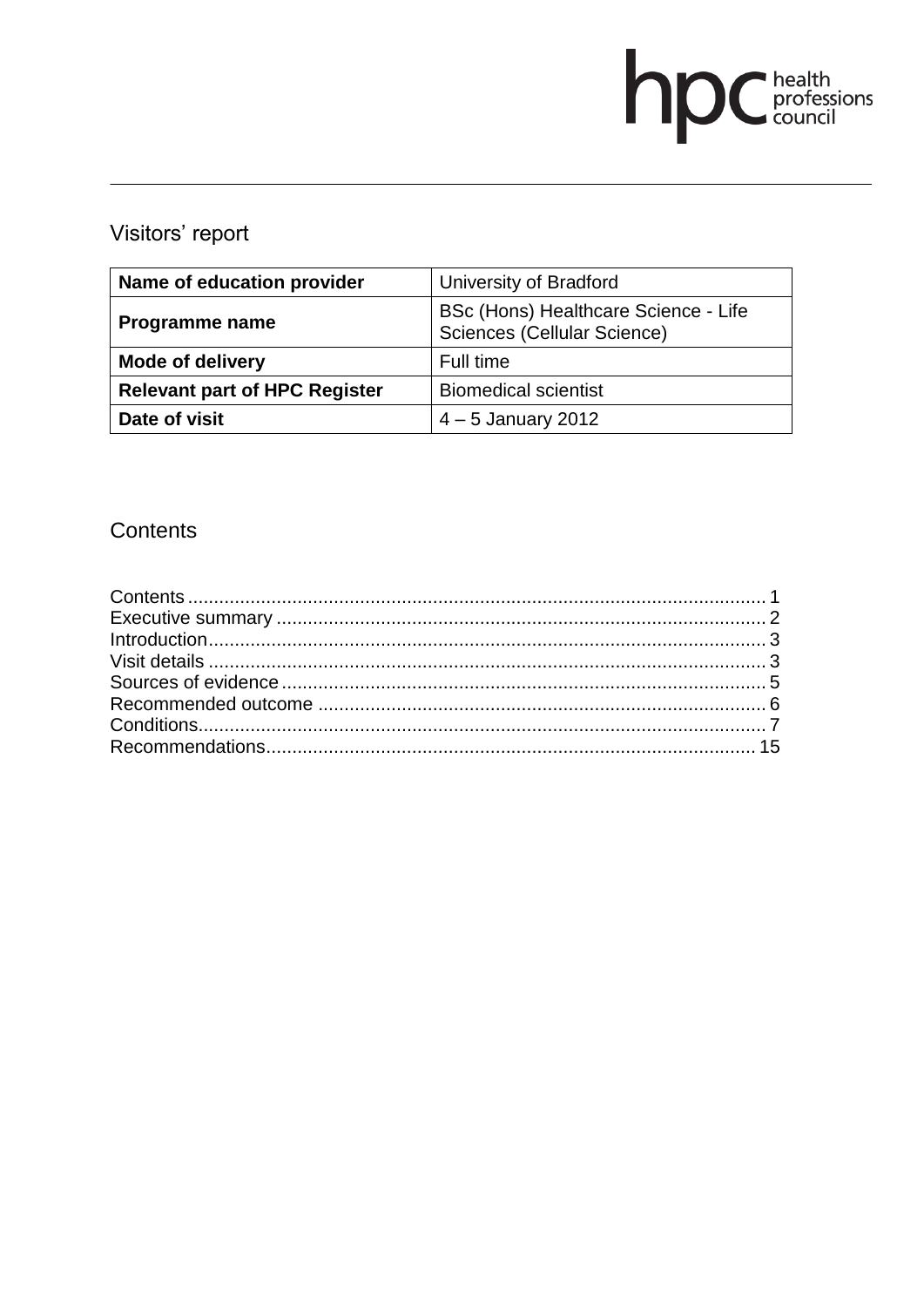hpc health professions council

# Visitors' report

| Name of education provider | University of Bradford |
|---|---|
| Programme name | BSc (Hons) Healthcare Science - Life Sciences (Cellular Science) |
| Mode of delivery | Full time |
| Relevant part of HPC Register | Biomedical scientist |
| Date of visit | 4 – 5 January 2012 |

## Contents

Contents ........................................................................................................ 1
Executive summary ........................................................................................ 2
Introduction ..................................................................................................... 3
Visit details ..................................................................................................... 3
Sources of evidence ........................................................................................ 5
Recommended outcome .................................................................................. 6
Conditions ....................................................................................................... 7
Recommendations ........................................................................................... 15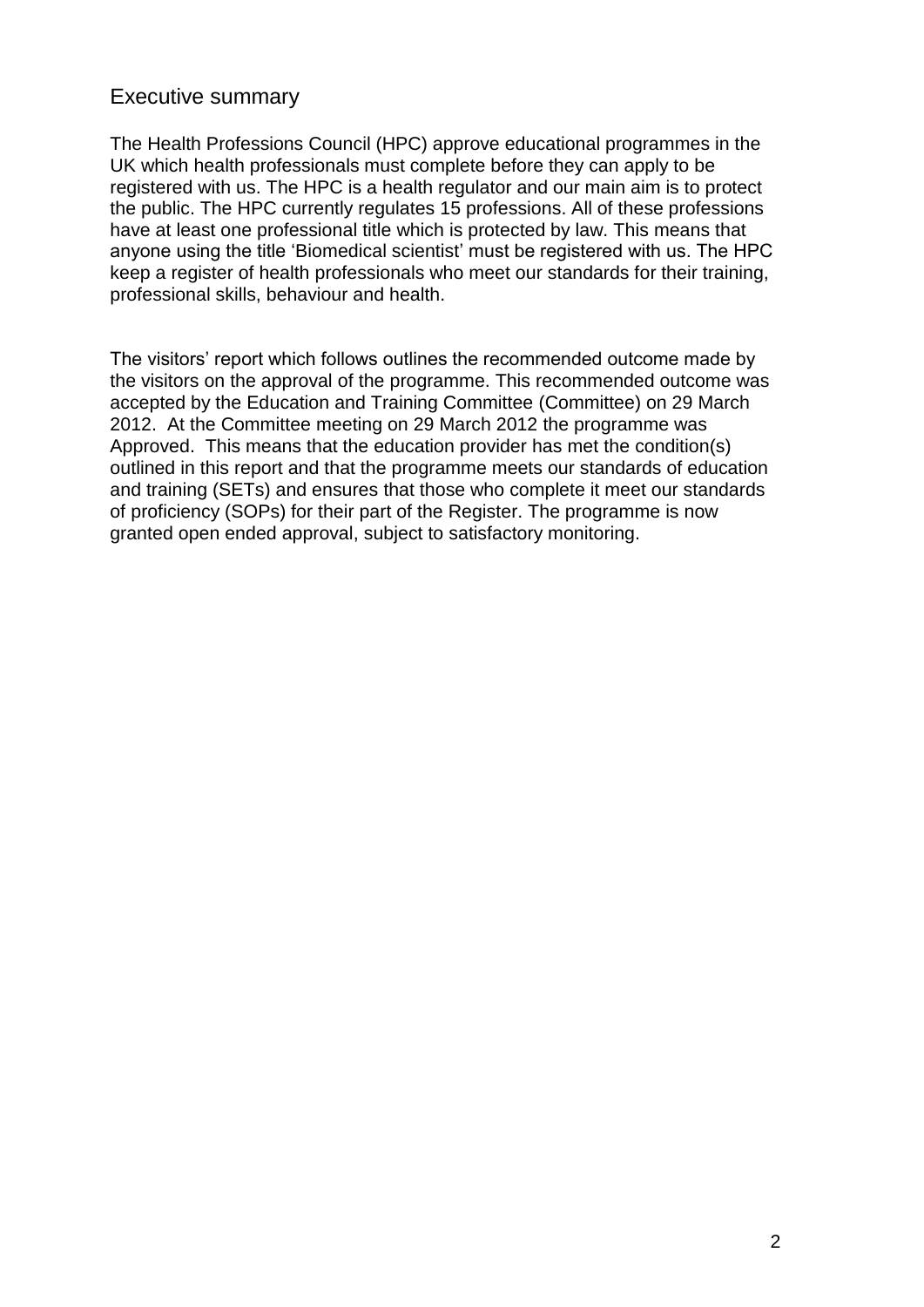## Executive summary

The Health Professions Council (HPC) approve educational programmes in the UK which health professionals must complete before they can apply to be registered with us. The HPC is a health regulator and our main aim is to protect the public. The HPC currently regulates 15 professions. All of these professions have at least one professional title which is protected by law. This means that anyone using the title 'Biomedical scientist' must be registered with us. The HPC keep a register of health professionals who meet our standards for their training, professional skills, behaviour and health.

The visitors' report which follows outlines the recommended outcome made by the visitors on the approval of the programme. This recommended outcome was accepted by the Education and Training Committee (Committee) on 29 March 2012. At the Committee meeting on 29 March 2012 the programme was Approved. This means that the education provider has met the condition(s) outlined in this report and that the programme meets our standards of education and training (SETs) and ensures that those who complete it meet our standards of proficiency (SOPs) for their part of the Register. The programme is now granted open ended approval, subject to satisfactory monitoring.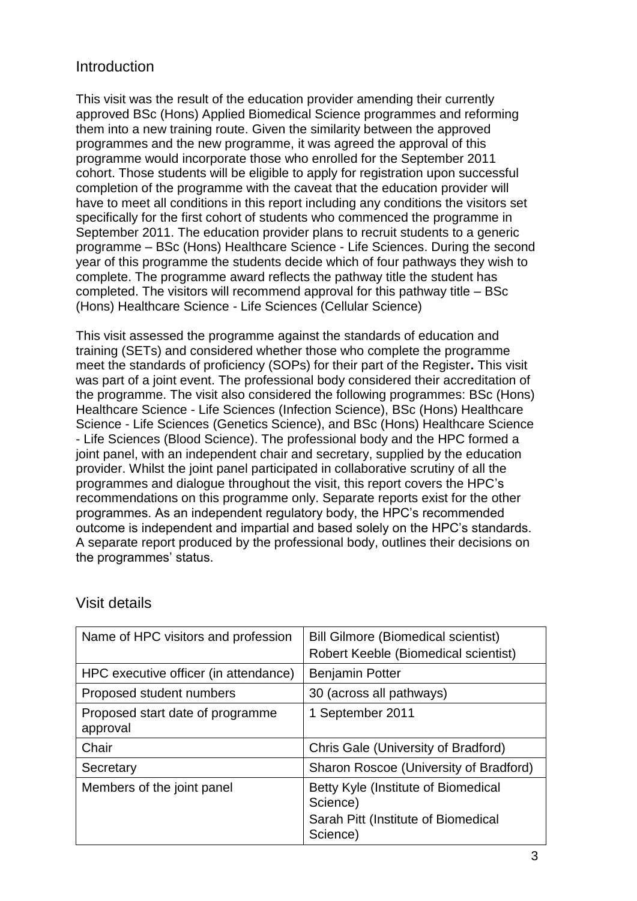## Introduction

This visit was the result of the education provider amending their currently approved BSc (Hons) Applied Biomedical Science programmes and reforming them into a new training route. Given the similarity between the approved programmes and the new programme, it was agreed the approval of this programme would incorporate those who enrolled for the September 2011 cohort. Those students will be eligible to apply for registration upon successful completion of the programme with the caveat that the education provider will have to meet all conditions in this report including any conditions the visitors set specifically for the first cohort of students who commenced the programme in September 2011. The education provider plans to recruit students to a generic programme – BSc (Hons) Healthcare Science - Life Sciences. During the second year of this programme the students decide which of four pathways they wish to complete. The programme award reflects the pathway title the student has completed. The visitors will recommend approval for this pathway title – BSc (Hons) Healthcare Science - Life Sciences (Cellular Science)

This visit assessed the programme against the standards of education and training (SETs) and considered whether those who complete the programme meet the standards of proficiency (SOPs) for their part of the Register**.** This visit was part of a joint event. The professional body considered their accreditation of the programme. The visit also considered the following programmes: BSc (Hons) Healthcare Science - Life Sciences (Infection Science), BSc (Hons) Healthcare Science - Life Sciences (Genetics Science), and BSc (Hons) Healthcare Science - Life Sciences (Blood Science). The professional body and the HPC formed a joint panel, with an independent chair and secretary, supplied by the education provider. Whilst the joint panel participated in collaborative scrutiny of all the programmes and dialogue throughout the visit, this report covers the HPC's recommendations on this programme only. Separate reports exist for the other programmes. As an independent regulatory body, the HPC's recommended outcome is independent and impartial and based solely on the HPC's standards. A separate report produced by the professional body, outlines their decisions on the programmes' status.

## Visit details

| | |
|---|---|
| Name of HPC visitors and profession | Bill Gilmore (Biomedical scientist)<br>Robert Keeble (Biomedical scientist) |
| HPC executive officer (in attendance) | Benjamin Potter |
| Proposed student numbers | 30 (across all pathways) |
| Proposed start date of programme approval | 1 September 2011 |
| Chair | Chris Gale (University of Bradford) |
| Secretary | Sharon Roscoe (University of Bradford) |
| Members of the joint panel | Betty Kyle (Institute of Biomedical Science)<br>Sarah Pitt (Institute of Biomedical Science) |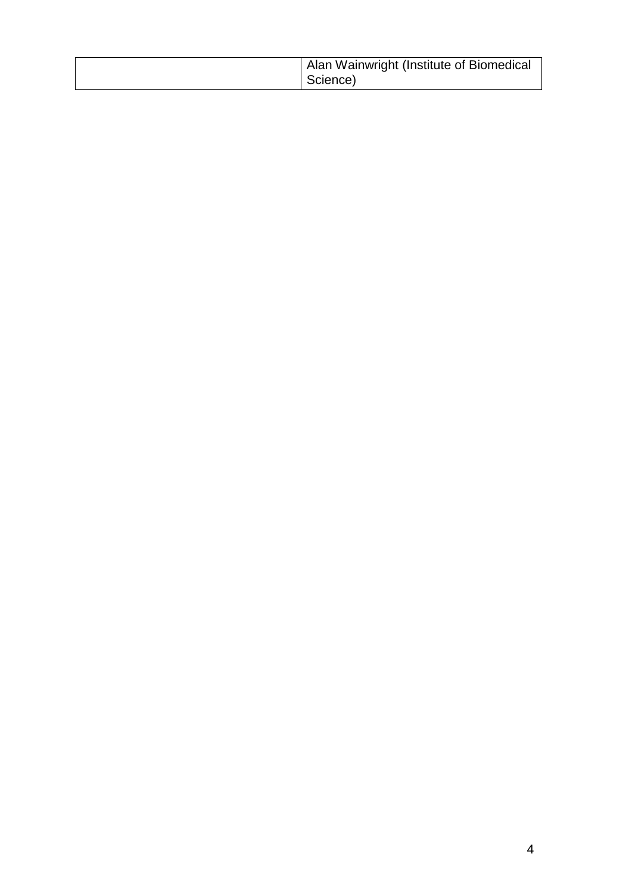| | |
|---|---|
| | Alan Wainwright (Institute of Biomedical Science) |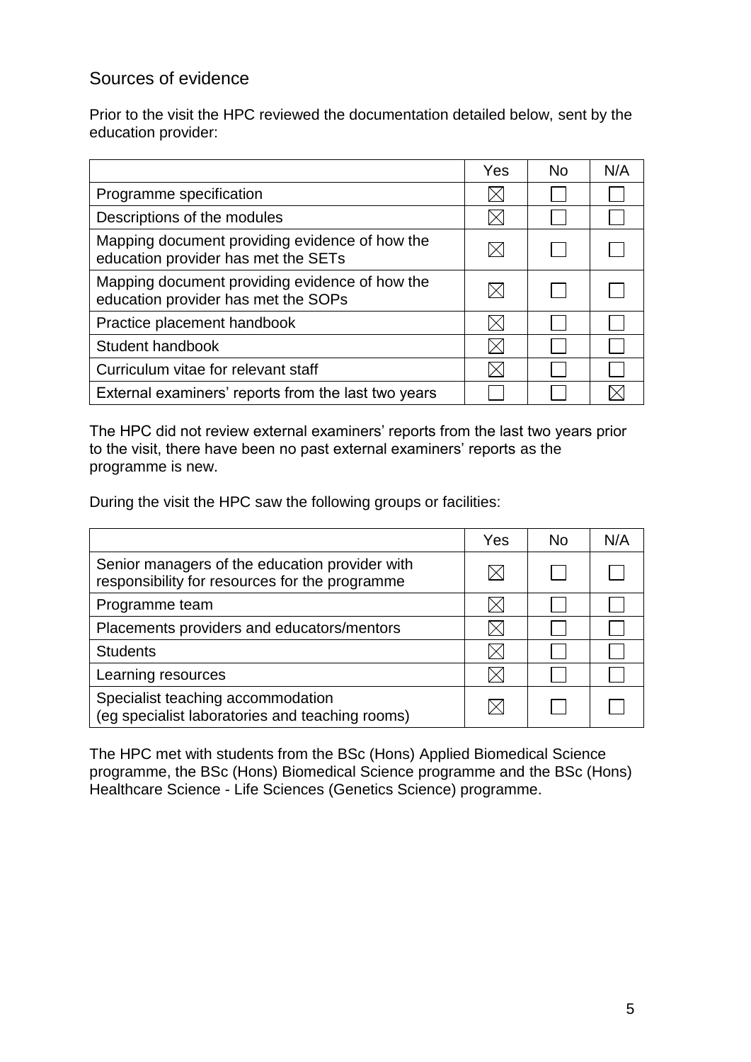## Sources of evidence

Prior to the visit the HPC reviewed the documentation detailed below, sent by the education provider:

| | Yes | No | N/A |
|---|---|---|---|
| Programme specification | ☒ | ☐ | ☐ |
| Descriptions of the modules | ☒ | ☐ | ☐ |
| Mapping document providing evidence of how the education provider has met the SETs | ☒ | ☐ | ☐ |
| Mapping document providing evidence of how the education provider has met the SOPs | ☒ | ☐ | ☐ |
| Practice placement handbook | ☒ | ☐ | ☐ |
| Student handbook | ☒ | ☐ | ☐ |
| Curriculum vitae for relevant staff | ☒ | ☐ | ☐ |
| External examiners' reports from the last two years | ☐ | ☐ | ☒ |

The HPC did not review external examiners' reports from the last two years prior to the visit, there have been no past external examiners' reports as the programme is new.

During the visit the HPC saw the following groups or facilities:

| | Yes | No | N/A |
|---|---|---|---|
| Senior managers of the education provider with responsibility for resources for the programme | ☒ | ☐ | ☐ |
| Programme team | ☒ | ☐ | ☐ |
| Placements providers and educators/mentors | ☒ | ☐ | ☐ |
| Students | ☒ | ☐ | ☐ |
| Learning resources | ☒ | ☐ | ☐ |
| Specialist teaching accommodation (eg specialist laboratories and teaching rooms) | ☒ | ☐ | ☐ |

The HPC met with students from the BSc (Hons) Applied Biomedical Science programme, the BSc (Hons) Biomedical Science programme and the BSc (Hons) Healthcare Science - Life Sciences (Genetics Science) programme.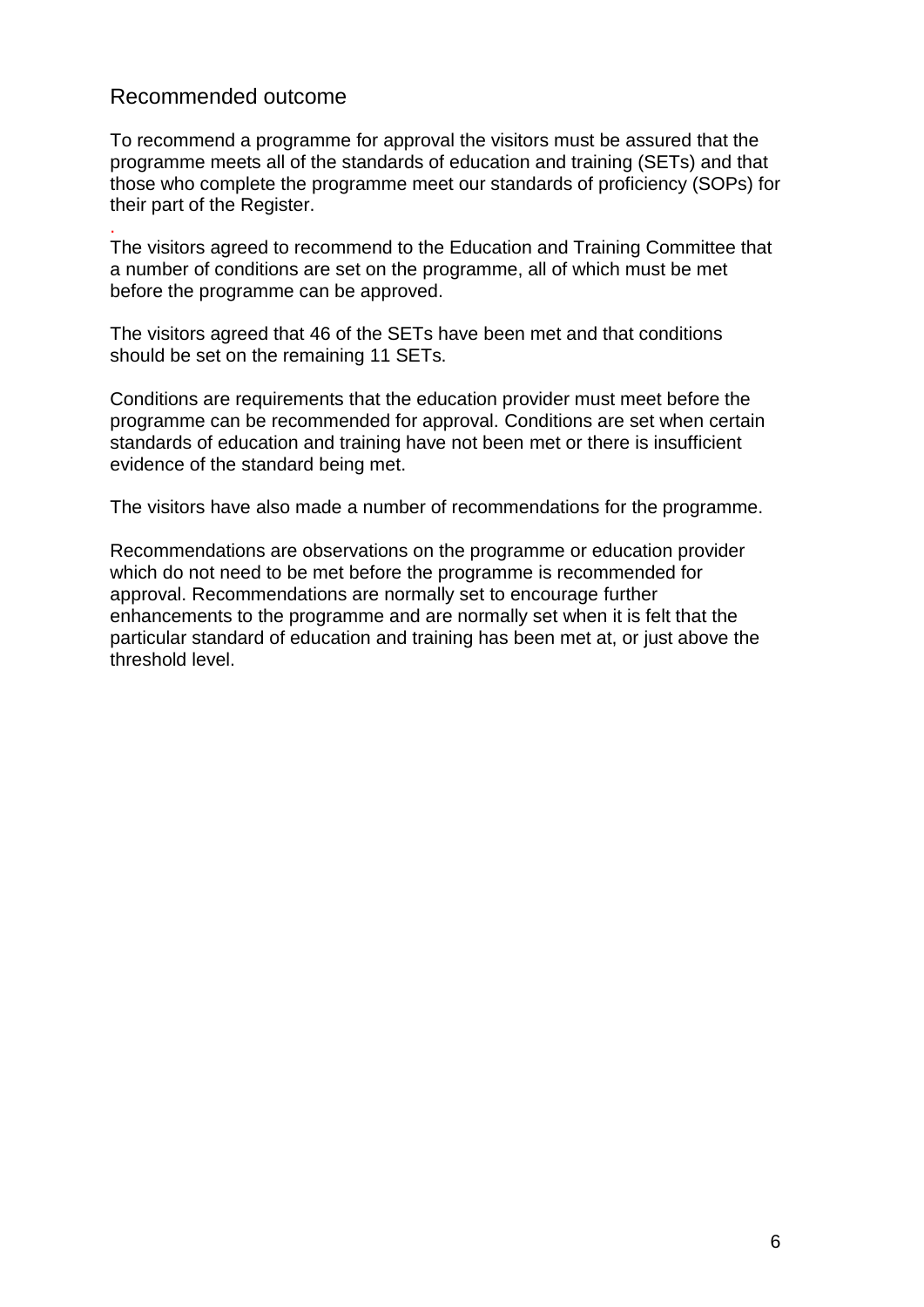## Recommended outcome

To recommend a programme for approval the visitors must be assured that the programme meets all of the standards of education and training (SETs) and that those who complete the programme meet our standards of proficiency (SOPs) for their part of the Register.

.
The visitors agreed to recommend to the Education and Training Committee that a number of conditions are set on the programme, all of which must be met before the programme can be approved.

The visitors agreed that 46 of the SETs have been met and that conditions should be set on the remaining 11 SETs.

Conditions are requirements that the education provider must meet before the programme can be recommended for approval. Conditions are set when certain standards of education and training have not been met or there is insufficient evidence of the standard being met.

The visitors have also made a number of recommendations for the programme.

Recommendations are observations on the programme or education provider which do not need to be met before the programme is recommended for approval. Recommendations are normally set to encourage further enhancements to the programme and are normally set when it is felt that the particular standard of education and training has been met at, or just above the threshold level.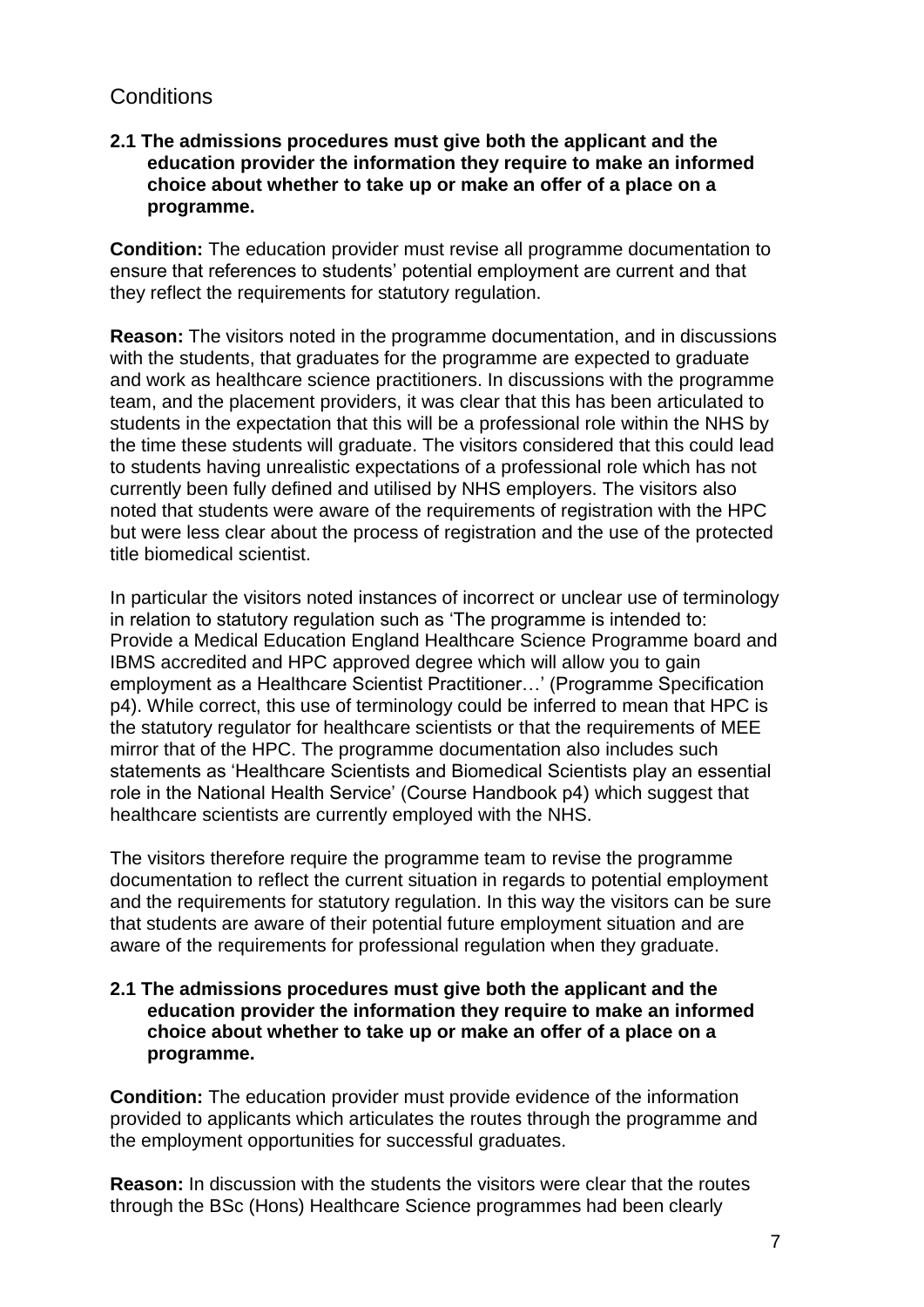## Conditions

**2.1 The admissions procedures must give both the applicant and the education provider the information they require to make an informed choice about whether to take up or make an offer of a place on a programme.**

**Condition:** The education provider must revise all programme documentation to ensure that references to students' potential employment are current and that they reflect the requirements for statutory regulation.

**Reason:** The visitors noted in the programme documentation, and in discussions with the students, that graduates for the programme are expected to graduate and work as healthcare science practitioners. In discussions with the programme team, and the placement providers, it was clear that this has been articulated to students in the expectation that this will be a professional role within the NHS by the time these students will graduate. The visitors considered that this could lead to students having unrealistic expectations of a professional role which has not currently been fully defined and utilised by NHS employers. The visitors also noted that students were aware of the requirements of registration with the HPC but were less clear about the process of registration and the use of the protected title biomedical scientist.

In particular the visitors noted instances of incorrect or unclear use of terminology in relation to statutory regulation such as 'The programme is intended to: Provide a Medical Education England Healthcare Science Programme board and IBMS accredited and HPC approved degree which will allow you to gain employment as a Healthcare Scientist Practitioner…' (Programme Specification p4). While correct, this use of terminology could be inferred to mean that HPC is the statutory regulator for healthcare scientists or that the requirements of MEE mirror that of the HPC. The programme documentation also includes such statements as 'Healthcare Scientists and Biomedical Scientists play an essential role in the National Health Service' (Course Handbook p4) which suggest that healthcare scientists are currently employed with the NHS.

The visitors therefore require the programme team to revise the programme documentation to reflect the current situation in regards to potential employment and the requirements for statutory regulation. In this way the visitors can be sure that students are aware of their potential future employment situation and are aware of the requirements for professional regulation when they graduate.

**2.1 The admissions procedures must give both the applicant and the education provider the information they require to make an informed choice about whether to take up or make an offer of a place on a programme.**

**Condition:** The education provider must provide evidence of the information provided to applicants which articulates the routes through the programme and the employment opportunities for successful graduates.

**Reason:** In discussion with the students the visitors were clear that the routes through the BSc (Hons) Healthcare Science programmes had been clearly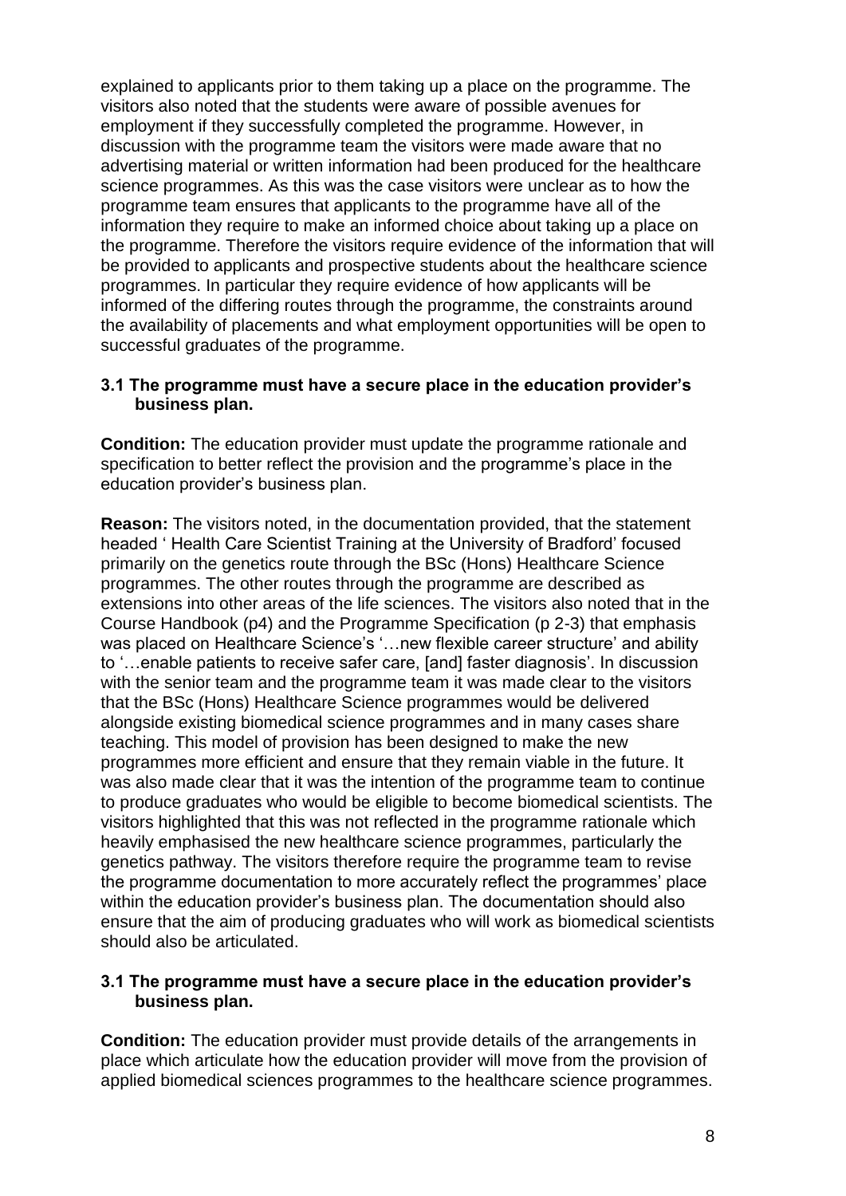explained to applicants prior to them taking up a place on the programme. The visitors also noted that the students were aware of possible avenues for employment if they successfully completed the programme. However, in discussion with the programme team the visitors were made aware that no advertising material or written information had been produced for the healthcare science programmes. As this was the case visitors were unclear as to how the programme team ensures that applicants to the programme have all of the information they require to make an informed choice about taking up a place on the programme. Therefore the visitors require evidence of the information that will be provided to applicants and prospective students about the healthcare science programmes. In particular they require evidence of how applicants will be informed of the differing routes through the programme, the constraints around the availability of placements and what employment opportunities will be open to successful graduates of the programme.

**3.1 The programme must have a secure place in the education provider's business plan.**

**Condition:** The education provider must update the programme rationale and specification to better reflect the provision and the programme's place in the education provider's business plan.

**Reason:** The visitors noted, in the documentation provided, that the statement headed ' Health Care Scientist Training at the University of Bradford' focused primarily on the genetics route through the BSc (Hons) Healthcare Science programmes. The other routes through the programme are described as extensions into other areas of the life sciences. The visitors also noted that in the Course Handbook (p4) and the Programme Specification (p 2-3) that emphasis was placed on Healthcare Science's '…new flexible career structure' and ability to '…enable patients to receive safer care, [and] faster diagnosis'. In discussion with the senior team and the programme team it was made clear to the visitors that the BSc (Hons) Healthcare Science programmes would be delivered alongside existing biomedical science programmes and in many cases share teaching. This model of provision has been designed to make the new programmes more efficient and ensure that they remain viable in the future. It was also made clear that it was the intention of the programme team to continue to produce graduates who would be eligible to become biomedical scientists. The visitors highlighted that this was not reflected in the programme rationale which heavily emphasised the new healthcare science programmes, particularly the genetics pathway. The visitors therefore require the programme team to revise the programme documentation to more accurately reflect the programmes' place within the education provider's business plan. The documentation should also ensure that the aim of producing graduates who will work as biomedical scientists should also be articulated.

**3.1 The programme must have a secure place in the education provider's business plan.**

**Condition:** The education provider must provide details of the arrangements in place which articulate how the education provider will move from the provision of applied biomedical sciences programmes to the healthcare science programmes.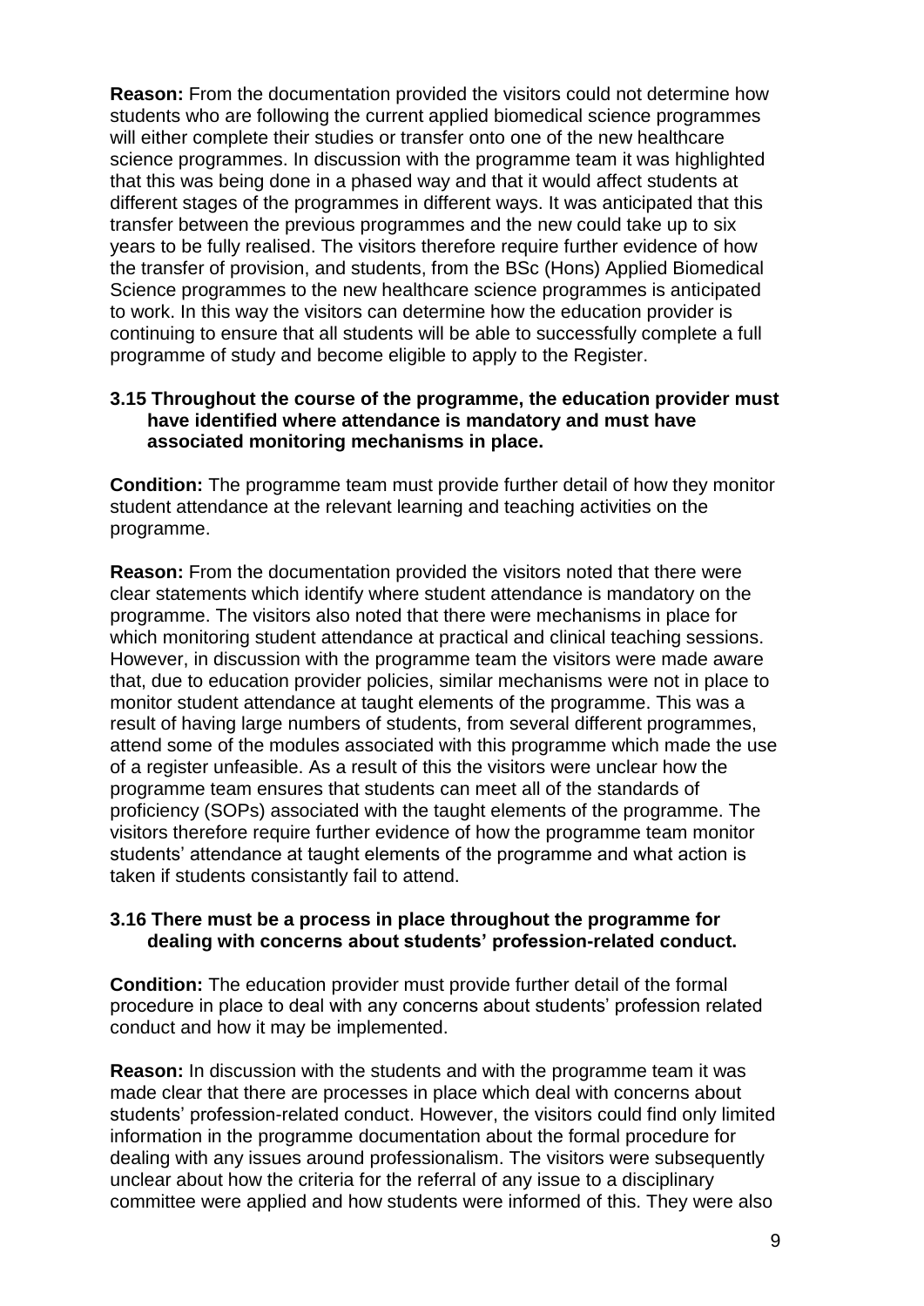**Reason:** From the documentation provided the visitors could not determine how students who are following the current applied biomedical science programmes will either complete their studies or transfer onto one of the new healthcare science programmes. In discussion with the programme team it was highlighted that this was being done in a phased way and that it would affect students at different stages of the programmes in different ways. It was anticipated that this transfer between the previous programmes and the new could take up to six years to be fully realised. The visitors therefore require further evidence of how the transfer of provision, and students, from the BSc (Hons) Applied Biomedical Science programmes to the new healthcare science programmes is anticipated to work. In this way the visitors can determine how the education provider is continuing to ensure that all students will be able to successfully complete a full programme of study and become eligible to apply to the Register.

**3.15 Throughout the course of the programme, the education provider must have identified where attendance is mandatory and must have associated monitoring mechanisms in place.**

**Condition:** The programme team must provide further detail of how they monitor student attendance at the relevant learning and teaching activities on the programme.

**Reason:** From the documentation provided the visitors noted that there were clear statements which identify where student attendance is mandatory on the programme. The visitors also noted that there were mechanisms in place for which monitoring student attendance at practical and clinical teaching sessions. However, in discussion with the programme team the visitors were made aware that, due to education provider policies, similar mechanisms were not in place to monitor student attendance at taught elements of the programme. This was a result of having large numbers of students, from several different programmes, attend some of the modules associated with this programme which made the use of a register unfeasible. As a result of this the visitors were unclear how the programme team ensures that students can meet all of the standards of proficiency (SOPs) associated with the taught elements of the programme. The visitors therefore require further evidence of how the programme team monitor students' attendance at taught elements of the programme and what action is taken if students consistantly fail to attend.

**3.16 There must be a process in place throughout the programme for dealing with concerns about students' profession-related conduct.**

**Condition:** The education provider must provide further detail of the formal procedure in place to deal with any concerns about students' profession related conduct and how it may be implemented.

**Reason:** In discussion with the students and with the programme team it was made clear that there are processes in place which deal with concerns about students' profession-related conduct. However, the visitors could find only limited information in the programme documentation about the formal procedure for dealing with any issues around professionalism. The visitors were subsequently unclear about how the criteria for the referral of any issue to a disciplinary committee were applied and how students were informed of this. They were also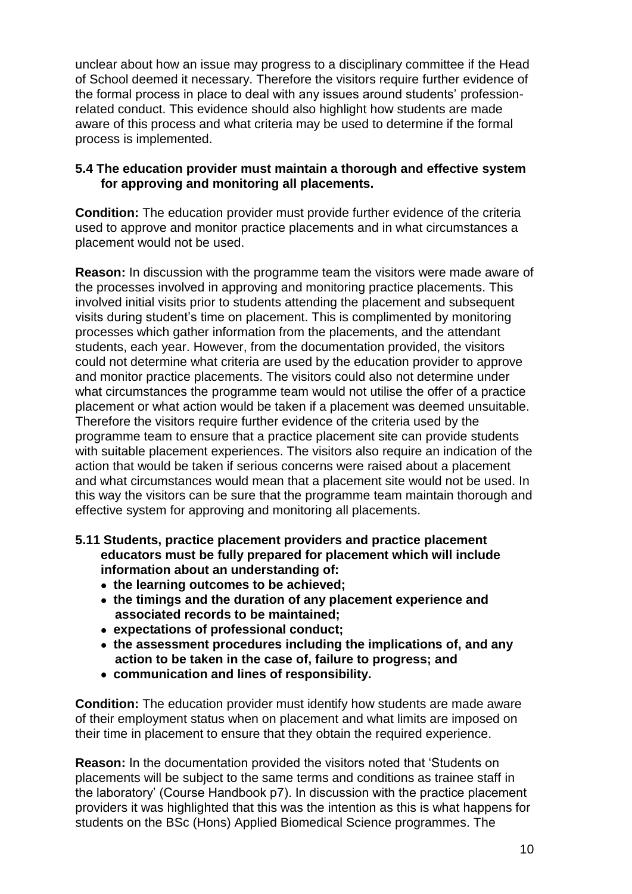unclear about how an issue may progress to a disciplinary committee if the Head of School deemed it necessary. Therefore the visitors require further evidence of the formal process in place to deal with any issues around students' profession-related conduct. This evidence should also highlight how students are made aware of this process and what criteria may be used to determine if the formal process is implemented.

**5.4 The education provider must maintain a thorough and effective system for approving and monitoring all placements.**

**Condition:** The education provider must provide further evidence of the criteria used to approve and monitor practice placements and in what circumstances a placement would not be used.

**Reason:** In discussion with the programme team the visitors were made aware of the processes involved in approving and monitoring practice placements. This involved initial visits prior to students attending the placement and subsequent visits during student's time on placement. This is complimented by monitoring processes which gather information from the placements, and the attendant students, each year. However, from the documentation provided, the visitors could not determine what criteria are used by the education provider to approve and monitor practice placements. The visitors could also not determine under what circumstances the programme team would not utilise the offer of a practice placement or what action would be taken if a placement was deemed unsuitable. Therefore the visitors require further evidence of the criteria used by the programme team to ensure that a practice placement site can provide students with suitable placement experiences. The visitors also require an indication of the action that would be taken if serious concerns were raised about a placement and what circumstances would mean that a placement site would not be used. In this way the visitors can be sure that the programme team maintain thorough and effective system for approving and monitoring all placements.

**5.11 Students, practice placement providers and practice placement educators must be fully prepared for placement which will include information about an understanding of:**

- **the learning outcomes to be achieved;**
- **the timings and the duration of any placement experience and associated records to be maintained;**
- **expectations of professional conduct;**
- **the assessment procedures including the implications of, and any action to be taken in the case of, failure to progress; and**
- **communication and lines of responsibility.**

**Condition:** The education provider must identify how students are made aware of their employment status when on placement and what limits are imposed on their time in placement to ensure that they obtain the required experience.

**Reason:** In the documentation provided the visitors noted that 'Students on placements will be subject to the same terms and conditions as trainee staff in the laboratory' (Course Handbook p7). In discussion with the practice placement providers it was highlighted that this was the intention as this is what happens for students on the BSc (Hons) Applied Biomedical Science programmes. The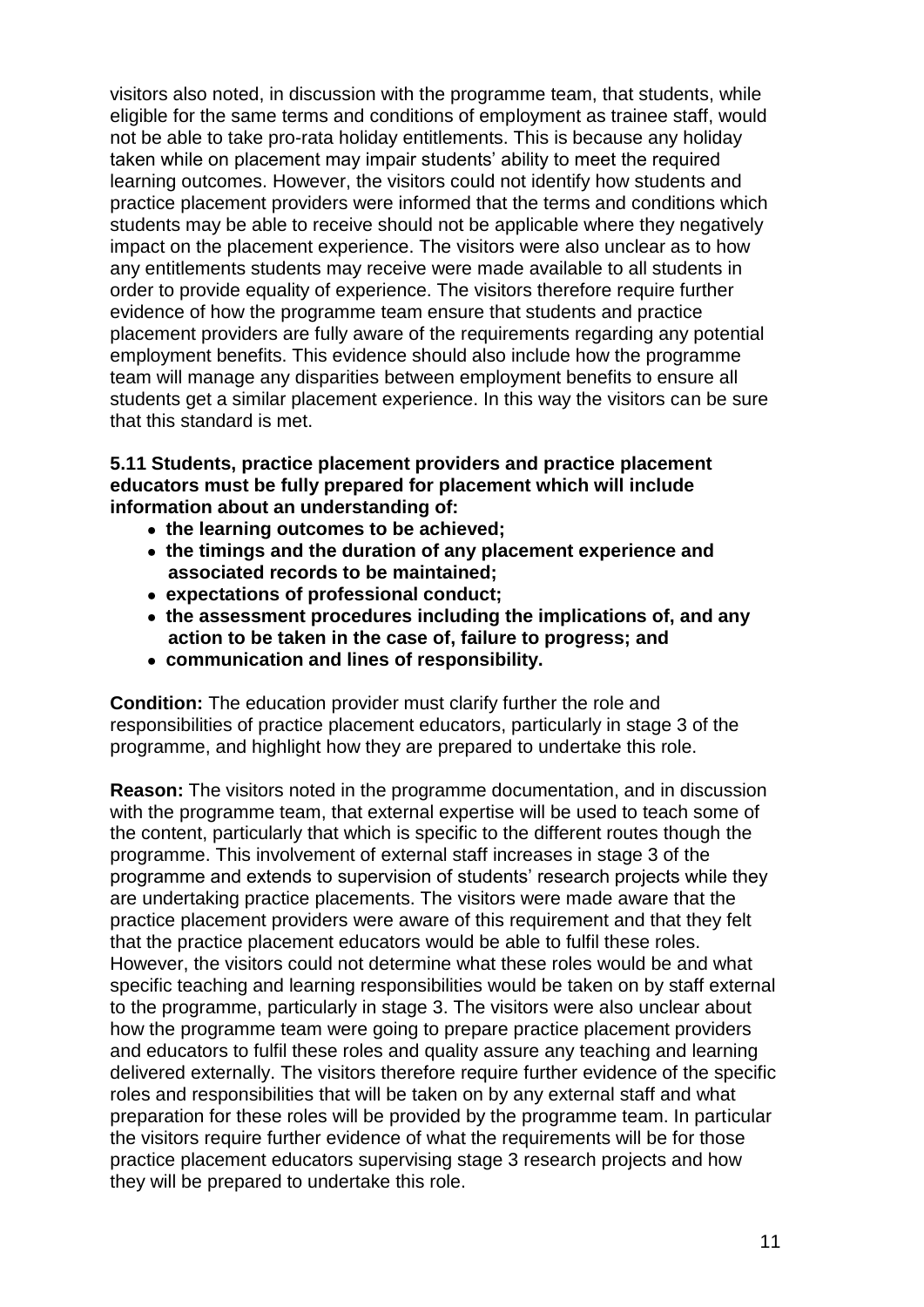visitors also noted, in discussion with the programme team, that students, while eligible for the same terms and conditions of employment as trainee staff, would not be able to take pro-rata holiday entitlements. This is because any holiday taken while on placement may impair students' ability to meet the required learning outcomes. However, the visitors could not identify how students and practice placement providers were informed that the terms and conditions which students may be able to receive should not be applicable where they negatively impact on the placement experience. The visitors were also unclear as to how any entitlements students may receive were made available to all students in order to provide equality of experience. The visitors therefore require further evidence of how the programme team ensure that students and practice placement providers are fully aware of the requirements regarding any potential employment benefits. This evidence should also include how the programme team will manage any disparities between employment benefits to ensure all students get a similar placement experience. In this way the visitors can be sure that this standard is met.

**5.11 Students, practice placement providers and practice placement educators must be fully prepared for placement which will include information about an understanding of:**

- **the learning outcomes to be achieved;**
- **the timings and the duration of any placement experience and associated records to be maintained;**
- **expectations of professional conduct;**
- **the assessment procedures including the implications of, and any action to be taken in the case of, failure to progress; and**
- **communication and lines of responsibility.**

**Condition:** The education provider must clarify further the role and responsibilities of practice placement educators, particularly in stage 3 of the programme, and highlight how they are prepared to undertake this role.

**Reason:** The visitors noted in the programme documentation, and in discussion with the programme team, that external expertise will be used to teach some of the content, particularly that which is specific to the different routes though the programme. This involvement of external staff increases in stage 3 of the programme and extends to supervision of students' research projects while they are undertaking practice placements. The visitors were made aware that the practice placement providers were aware of this requirement and that they felt that the practice placement educators would be able to fulfil these roles. However, the visitors could not determine what these roles would be and what specific teaching and learning responsibilities would be taken on by staff external to the programme, particularly in stage 3. The visitors were also unclear about how the programme team were going to prepare practice placement providers and educators to fulfil these roles and quality assure any teaching and learning delivered externally. The visitors therefore require further evidence of the specific roles and responsibilities that will be taken on by any external staff and what preparation for these roles will be provided by the programme team. In particular the visitors require further evidence of what the requirements will be for those practice placement educators supervising stage 3 research projects and how they will be prepared to undertake this role.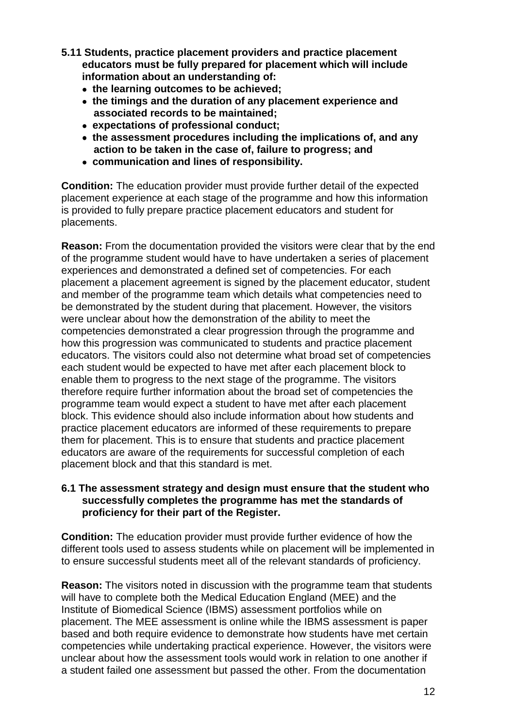**5.11 Students, practice placement providers and practice placement educators must be fully prepared for placement which will include information about an understanding of:**

- **the learning outcomes to be achieved;**
- **the timings and the duration of any placement experience and associated records to be maintained;**
- **expectations of professional conduct;**
- **the assessment procedures including the implications of, and any action to be taken in the case of, failure to progress; and**
- **communication and lines of responsibility.**

**Condition:** The education provider must provide further detail of the expected placement experience at each stage of the programme and how this information is provided to fully prepare practice placement educators and student for placements.

**Reason:** From the documentation provided the visitors were clear that by the end of the programme student would have to have undertaken a series of placement experiences and demonstrated a defined set of competencies. For each placement a placement agreement is signed by the placement educator, student and member of the programme team which details what competencies need to be demonstrated by the student during that placement. However, the visitors were unclear about how the demonstration of the ability to meet the competencies demonstrated a clear progression through the programme and how this progression was communicated to students and practice placement educators. The visitors could also not determine what broad set of competencies each student would be expected to have met after each placement block to enable them to progress to the next stage of the programme. The visitors therefore require further information about the broad set of competencies the programme team would expect a student to have met after each placement block. This evidence should also include information about how students and practice placement educators are informed of these requirements to prepare them for placement. This is to ensure that students and practice placement educators are aware of the requirements for successful completion of each placement block and that this standard is met.

**6.1 The assessment strategy and design must ensure that the student who successfully completes the programme has met the standards of proficiency for their part of the Register.**

**Condition:** The education provider must provide further evidence of how the different tools used to assess students while on placement will be implemented in to ensure successful students meet all of the relevant standards of proficiency.

**Reason:** The visitors noted in discussion with the programme team that students will have to complete both the Medical Education England (MEE) and the Institute of Biomedical Science (IBMS) assessment portfolios while on placement. The MEE assessment is online while the IBMS assessment is paper based and both require evidence to demonstrate how students have met certain competencies while undertaking practical experience. However, the visitors were unclear about how the assessment tools would work in relation to one another if a student failed one assessment but passed the other. From the documentation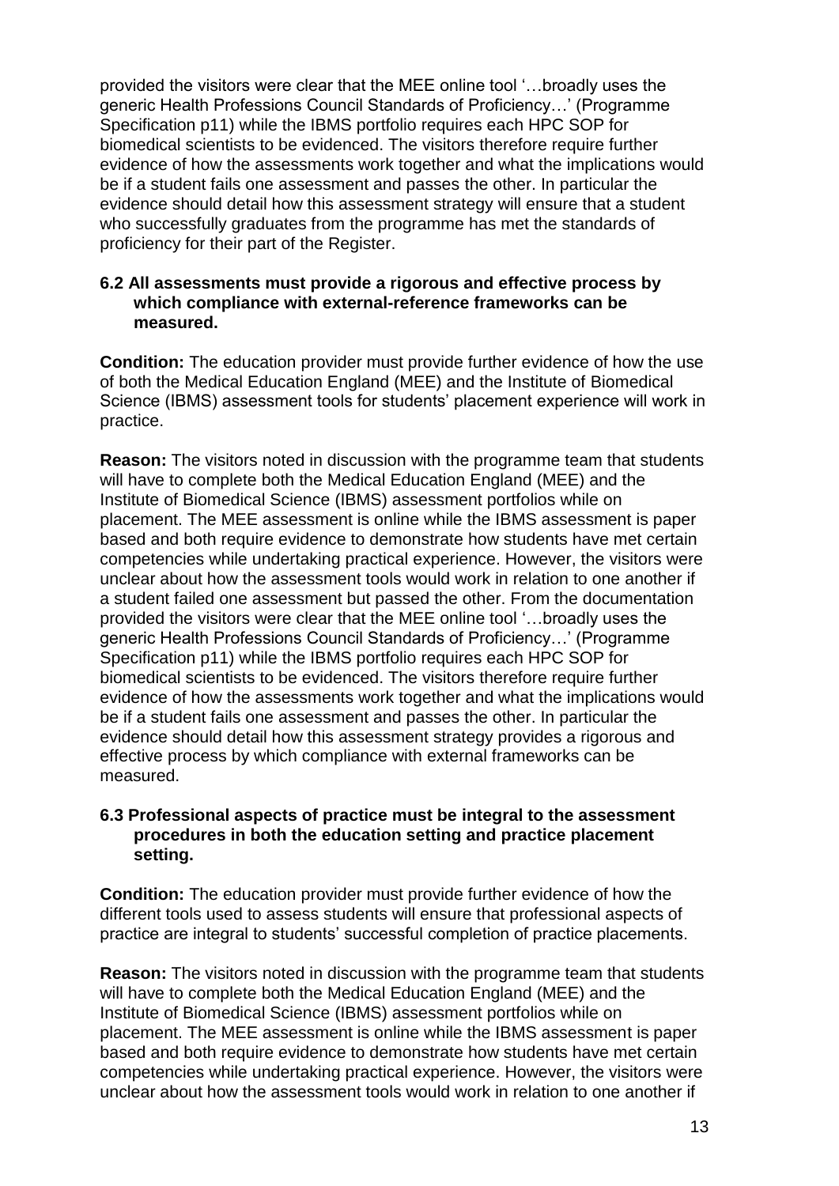provided the visitors were clear that the MEE online tool '…broadly uses the generic Health Professions Council Standards of Proficiency…' (Programme Specification p11) while the IBMS portfolio requires each HPC SOP for biomedical scientists to be evidenced. The visitors therefore require further evidence of how the assessments work together and what the implications would be if a student fails one assessment and passes the other. In particular the evidence should detail how this assessment strategy will ensure that a student who successfully graduates from the programme has met the standards of proficiency for their part of the Register.

**6.2 All assessments must provide a rigorous and effective process by which compliance with external-reference frameworks can be measured.**

**Condition:** The education provider must provide further evidence of how the use of both the Medical Education England (MEE) and the Institute of Biomedical Science (IBMS) assessment tools for students' placement experience will work in practice.

**Reason:** The visitors noted in discussion with the programme team that students will have to complete both the Medical Education England (MEE) and the Institute of Biomedical Science (IBMS) assessment portfolios while on placement. The MEE assessment is online while the IBMS assessment is paper based and both require evidence to demonstrate how students have met certain competencies while undertaking practical experience. However, the visitors were unclear about how the assessment tools would work in relation to one another if a student failed one assessment but passed the other. From the documentation provided the visitors were clear that the MEE online tool '…broadly uses the generic Health Professions Council Standards of Proficiency…' (Programme Specification p11) while the IBMS portfolio requires each HPC SOP for biomedical scientists to be evidenced. The visitors therefore require further evidence of how the assessments work together and what the implications would be if a student fails one assessment and passes the other. In particular the evidence should detail how this assessment strategy provides a rigorous and effective process by which compliance with external frameworks can be measured.

**6.3 Professional aspects of practice must be integral to the assessment procedures in both the education setting and practice placement setting.**

**Condition:** The education provider must provide further evidence of how the different tools used to assess students will ensure that professional aspects of practice are integral to students' successful completion of practice placements.

**Reason:** The visitors noted in discussion with the programme team that students will have to complete both the Medical Education England (MEE) and the Institute of Biomedical Science (IBMS) assessment portfolios while on placement. The MEE assessment is online while the IBMS assessment is paper based and both require evidence to demonstrate how students have met certain competencies while undertaking practical experience. However, the visitors were unclear about how the assessment tools would work in relation to one another if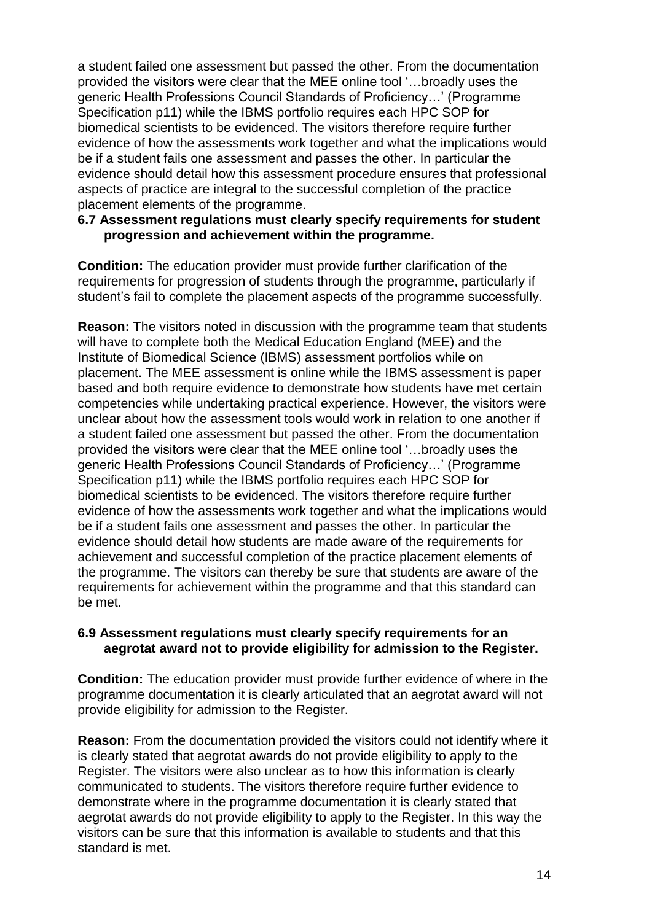a student failed one assessment but passed the other. From the documentation provided the visitors were clear that the MEE online tool '…broadly uses the generic Health Professions Council Standards of Proficiency…' (Programme Specification p11) while the IBMS portfolio requires each HPC SOP for biomedical scientists to be evidenced. The visitors therefore require further evidence of how the assessments work together and what the implications would be if a student fails one assessment and passes the other. In particular the evidence should detail how this assessment procedure ensures that professional aspects of practice are integral to the successful completion of the practice placement elements of the programme.

**6.7 Assessment regulations must clearly specify requirements for student progression and achievement within the programme.**

**Condition:** The education provider must provide further clarification of the requirements for progression of students through the programme, particularly if student's fail to complete the placement aspects of the programme successfully.

**Reason:** The visitors noted in discussion with the programme team that students will have to complete both the Medical Education England (MEE) and the Institute of Biomedical Science (IBMS) assessment portfolios while on placement. The MEE assessment is online while the IBMS assessment is paper based and both require evidence to demonstrate how students have met certain competencies while undertaking practical experience. However, the visitors were unclear about how the assessment tools would work in relation to one another if a student failed one assessment but passed the other. From the documentation provided the visitors were clear that the MEE online tool '…broadly uses the generic Health Professions Council Standards of Proficiency…' (Programme Specification p11) while the IBMS portfolio requires each HPC SOP for biomedical scientists to be evidenced. The visitors therefore require further evidence of how the assessments work together and what the implications would be if a student fails one assessment and passes the other. In particular the evidence should detail how students are made aware of the requirements for achievement and successful completion of the practice placement elements of the programme. The visitors can thereby be sure that students are aware of the requirements for achievement within the programme and that this standard can be met.

**6.9 Assessment regulations must clearly specify requirements for an aegrotat award not to provide eligibility for admission to the Register.**

**Condition:** The education provider must provide further evidence of where in the programme documentation it is clearly articulated that an aegrotat award will not provide eligibility for admission to the Register.

**Reason:** From the documentation provided the visitors could not identify where it is clearly stated that aegrotat awards do not provide eligibility to apply to the Register. The visitors were also unclear as to how this information is clearly communicated to students. The visitors therefore require further evidence to demonstrate where in the programme documentation it is clearly stated that aegrotat awards do not provide eligibility to apply to the Register. In this way the visitors can be sure that this information is available to students and that this standard is met.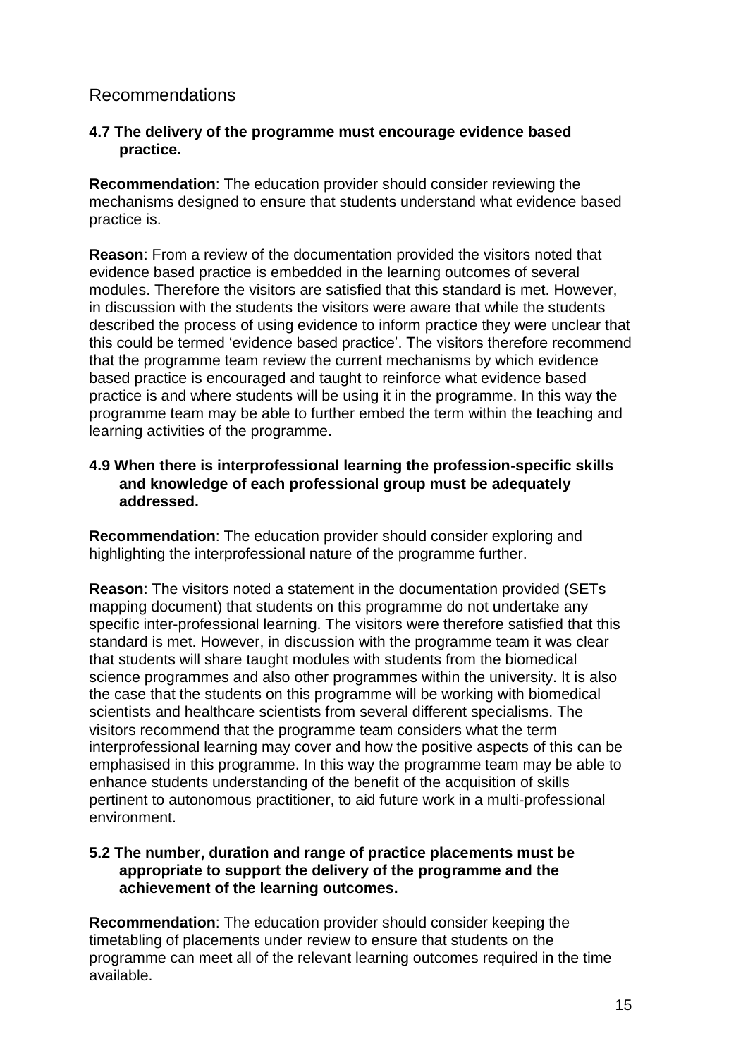## Recommendations

**4.7 The delivery of the programme must encourage evidence based practice.**

**Recommendation**: The education provider should consider reviewing the mechanisms designed to ensure that students understand what evidence based practice is.

**Reason**: From a review of the documentation provided the visitors noted that evidence based practice is embedded in the learning outcomes of several modules. Therefore the visitors are satisfied that this standard is met. However, in discussion with the students the visitors were aware that while the students described the process of using evidence to inform practice they were unclear that this could be termed 'evidence based practice'. The visitors therefore recommend that the programme team review the current mechanisms by which evidence based practice is encouraged and taught to reinforce what evidence based practice is and where students will be using it in the programme. In this way the programme team may be able to further embed the term within the teaching and learning activities of the programme.

**4.9 When there is interprofessional learning the profession-specific skills and knowledge of each professional group must be adequately addressed.**

**Recommendation**: The education provider should consider exploring and highlighting the interprofessional nature of the programme further.

**Reason**: The visitors noted a statement in the documentation provided (SETs mapping document) that students on this programme do not undertake any specific inter-professional learning. The visitors were therefore satisfied that this standard is met. However, in discussion with the programme team it was clear that students will share taught modules with students from the biomedical science programmes and also other programmes within the university. It is also the case that the students on this programme will be working with biomedical scientists and healthcare scientists from several different specialisms. The visitors recommend that the programme team considers what the term interprofessional learning may cover and how the positive aspects of this can be emphasised in this programme. In this way the programme team may be able to enhance students understanding of the benefit of the acquisition of skills pertinent to autonomous practitioner, to aid future work in a multi-professional environment.

**5.2 The number, duration and range of practice placements must be appropriate to support the delivery of the programme and the achievement of the learning outcomes.**

**Recommendation**: The education provider should consider keeping the timetabling of placements under review to ensure that students on the programme can meet all of the relevant learning outcomes required in the time available.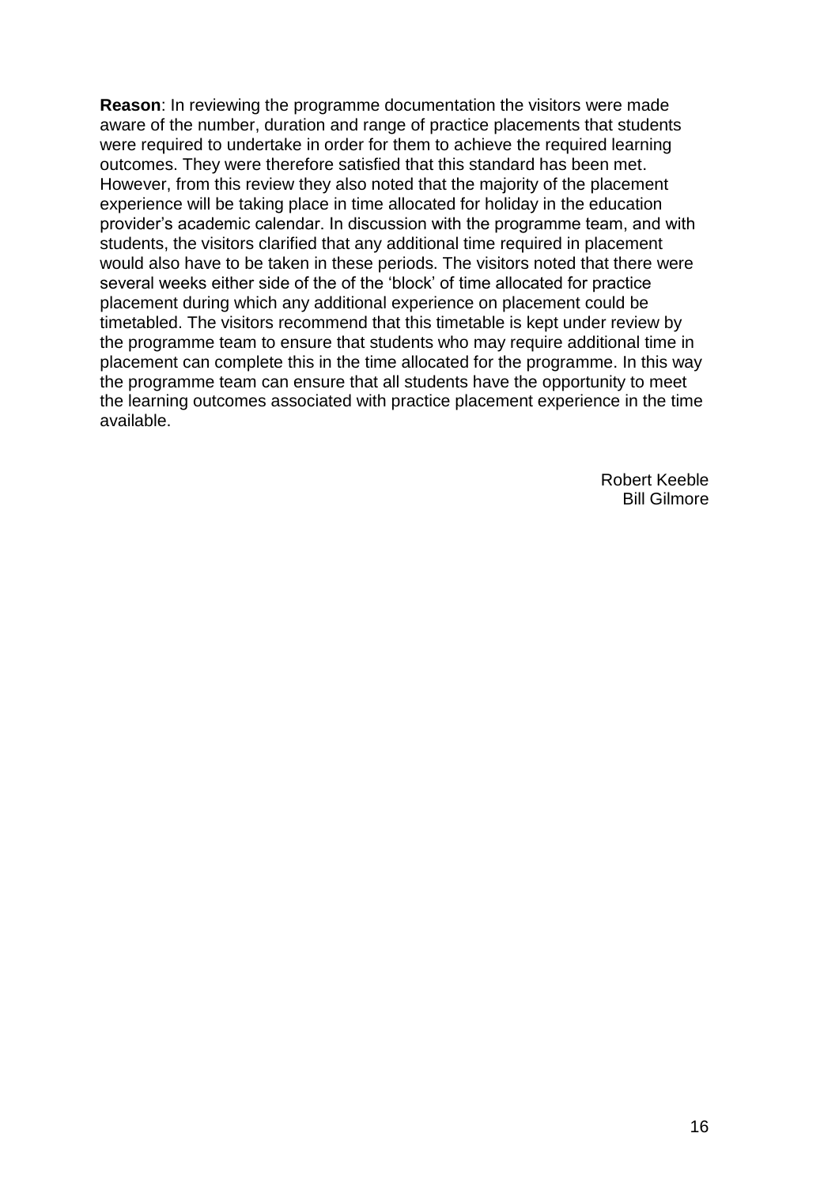**Reason**: In reviewing the programme documentation the visitors were made aware of the number, duration and range of practice placements that students were required to undertake in order for them to achieve the required learning outcomes. They were therefore satisfied that this standard has been met. However, from this review they also noted that the majority of the placement experience will be taking place in time allocated for holiday in the education provider's academic calendar. In discussion with the programme team, and with students, the visitors clarified that any additional time required in placement would also have to be taken in these periods. The visitors noted that there were several weeks either side of the of the 'block' of time allocated for practice placement during which any additional experience on placement could be timetabled. The visitors recommend that this timetable is kept under review by the programme team to ensure that students who may require additional time in placement can complete this in the time allocated for the programme. In this way the programme team can ensure that all students have the opportunity to meet the learning outcomes associated with practice placement experience in the time available.

Robert Keeble
Bill Gilmore